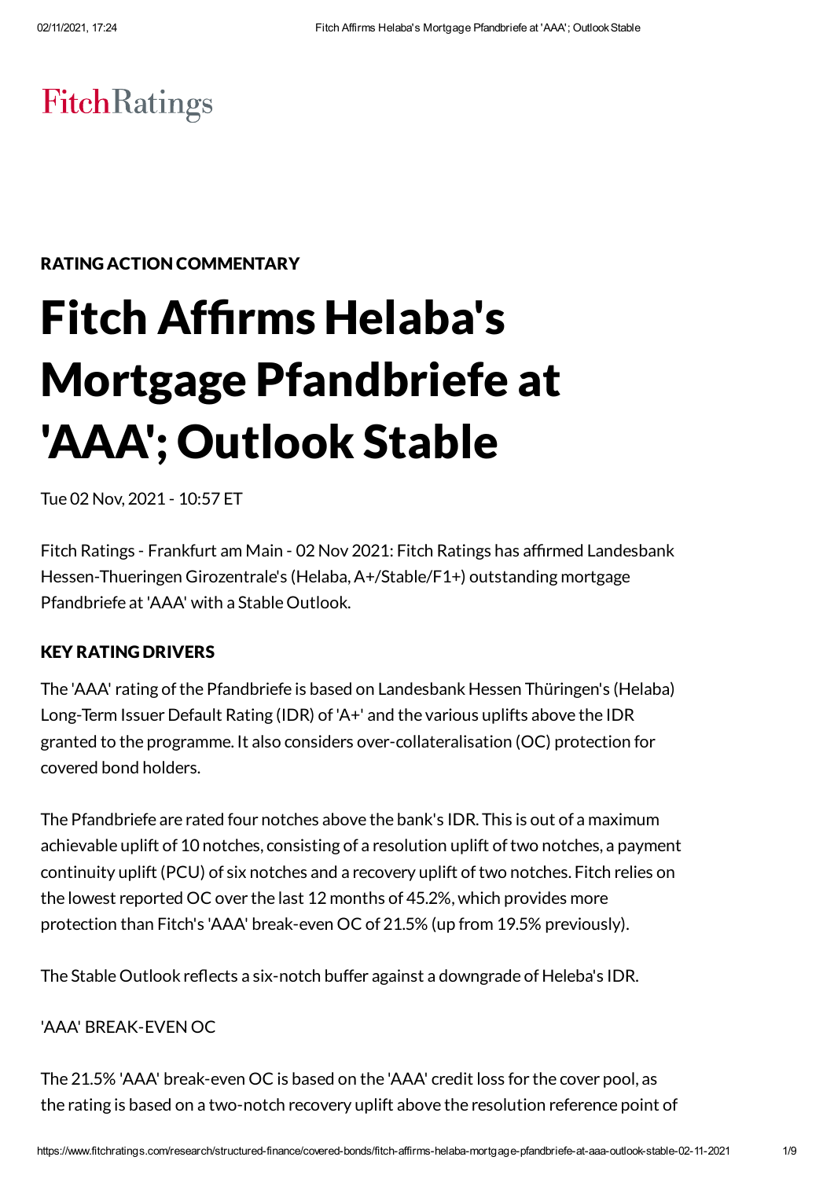FitchRatings

RATING ACTION COMMENTARY

# Fitch Affirms Helaba's Mortgage Pfandbriefe at 'AAA'; Outlook Stable

Tue 02 Nov, 2021 - 10:57 ET

Fitch Ratings - Frankfurt am Main - 02 Nov 2021: Fitch Ratings has affirmed Landesbank Hessen-Thueringen Girozentrale's (Helaba, A+/Stable/F1+) outstanding mortgage Pfandbriefe at 'AAA' with a Stable Outlook.

## KEY RATING DRIVERS

The 'AAA' rating of the Pfandbriefe is based on Landesbank Hessen Thüringen's (Helaba) Long-Term Issuer Default Rating (IDR) of 'A+' and the various uplifts above the IDR granted to the programme. It also considers over-collateralisation (OC) protection for covered bond holders.

The Pfandbriefe are rated four notches above the bank's IDR. This is out of a maximum achievable uplift of 10 notches, consisting of a resolution uplift of two notches, a payment continuity uplift (PCU) of six notches and a recovery uplift of two notches. Fitch relies on the lowest reported OC over the last 12 months of 45.2%, which provides more protection than Fitch's 'AAA' break-even OC of 21.5% (up from 19.5% previously).

The Stable Outlook reflects a six-notch buffer against a downgrade of Heleba's IDR.

'AAA' BREAK-EVEN OC

The 21.5% 'AAA' break-even OC is based on the 'AAA' credit loss for the cover pool, as the rating is based on a two-notch recovery uplift above the resolution reference point of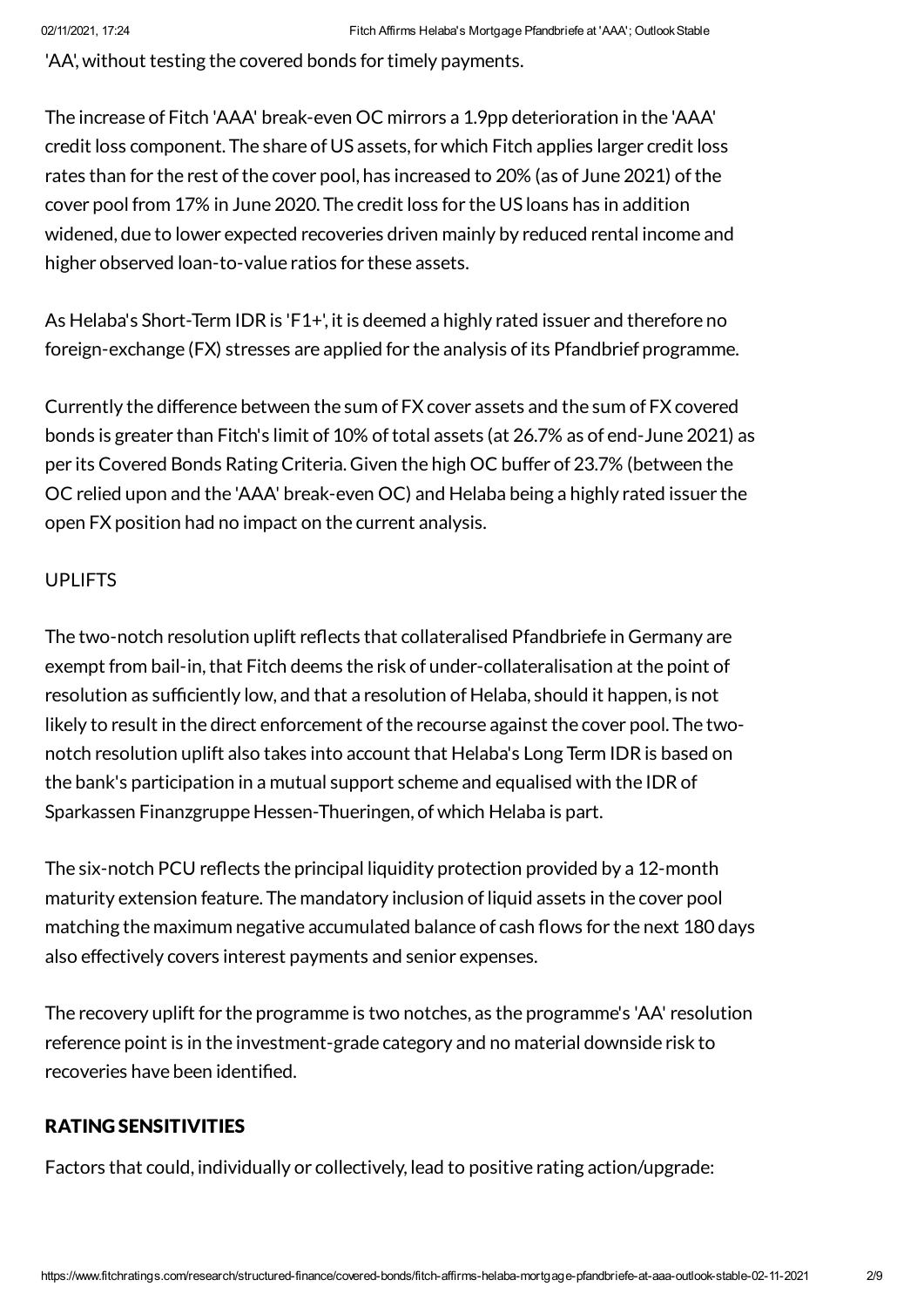'AA', without testing the covered bonds for timely payments.

The increase of Fitch 'AAA' break-even OC mirrors a 1.9pp deterioration in the 'AAA' credit loss component. The share of US assets, for which Fitch applies larger credit loss rates than for the rest of the cover pool, has increased to 20% (as of June 2021) of the cover pool from 17% in June 2020. The credit loss for the US loans has in addition widened, due to lower expected recoveries driven mainly by reduced rental income and higher observed loan-to-value ratios for these assets.

As Helaba's Short-Term IDR is 'F1+', it is deemed a highly rated issuer and therefore no foreign-exchange (FX) stresses are applied for the analysis of its Pfandbrief programme.

Currently the difference between the sum of FX cover assets and the sum of FX covered bonds is greater than Fitch's limit of 10% of total assets (at 26.7% as of end-June 2021) as per its Covered Bonds Rating Criteria. Given the high OC buffer of 23.7% (between the OC relied upon and the 'AAA' break-even OC) and Helaba being a highly rated issuer the open FX position had no impact on the current analysis.

UPLIFTS

The two-notch resolution uplift reflects that collateralised Pfandbriefe in Germany are exempt from bail-in, that Fitch deems the risk of under-collateralisation at the point of resolution as sufficiently low, and that a resolution of Helaba, should it happen, is not likely to result in the direct enforcement of the recourse against the cover pool. The two-notch resolution uplift also takes into account that Helaba's Long Term IDR is based on the bank's participation in a mutual support scheme and equalised with the IDR of Sparkassen Finanzgruppe Hessen-Thueringen, of which Helaba is part.

The six-notch PCU reflects the principal liquidity protection provided by a 12-month maturity extension feature. The mandatory inclusion of liquid assets in the cover pool matching the maximum negative accumulated balance of cash flows for the next 180 days also effectively covers interest payments and senior expenses.

The recovery uplift for the programme is two notches, as the programme's 'AA' resolution reference point is in the investment-grade category and no material downside risk to recoveries have been identified.

## RATING SENSITIVITIES

Factors that could, individually or collectively, lead to positive rating action/upgrade: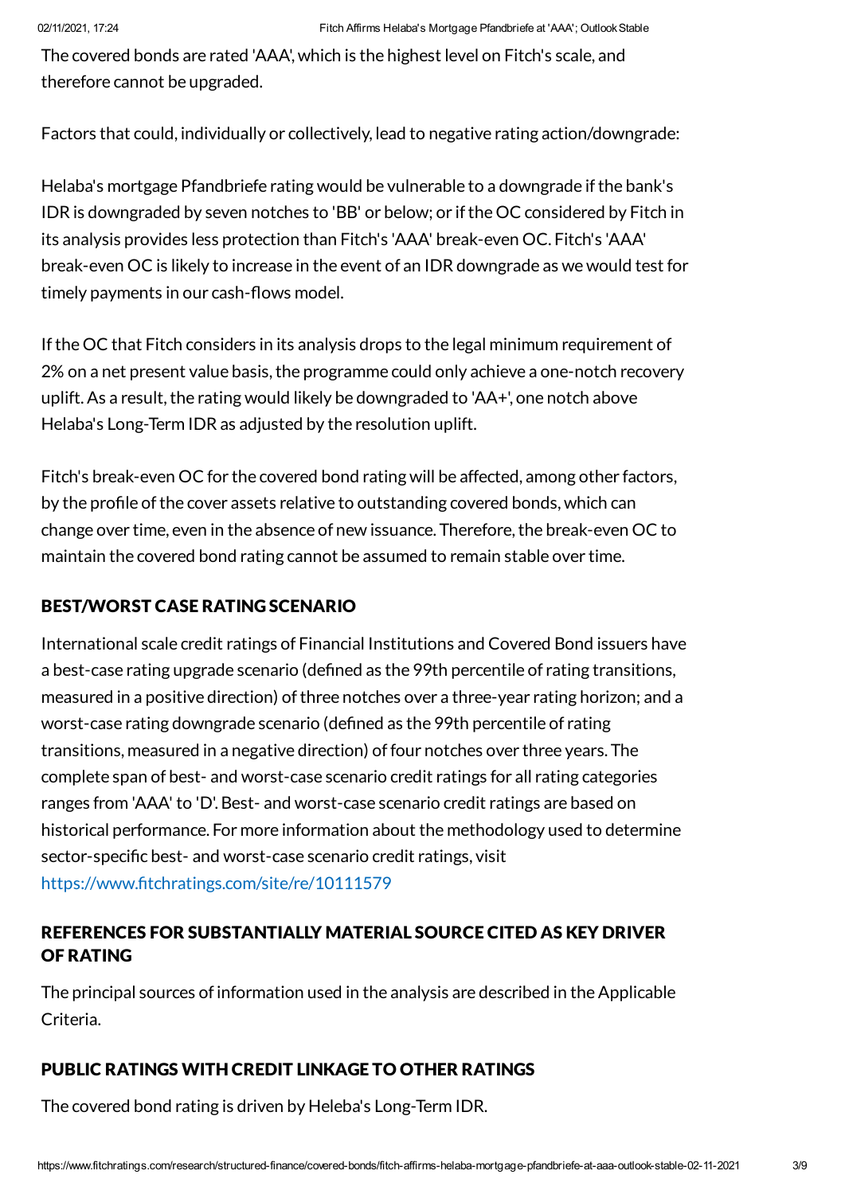The covered bonds are rated 'AAA', which is the highest level on Fitch's scale, and therefore cannot be upgraded.

Factors that could, individually or collectively, lead to negative rating action/downgrade:

Helaba's mortgage Pfandbriefe rating would be vulnerable to a downgrade if the bank's IDR is downgraded by seven notches to 'BB' or below; or if the OC considered by Fitch in its analysis provides less protection than Fitch's 'AAA' break-even OC. Fitch's 'AAA' break-even OC is likely to increase in the event of an IDR downgrade as we would test for timely payments in our cash-flows model.

If the OC that Fitch considers in its analysis drops to the legal minimum requirement of 2% on a net present value basis, the programme could only achieve a one-notch recovery uplift. As a result, the rating would likely be downgraded to 'AA+', one notch above Helaba's Long-Term IDR as adjusted by the resolution uplift.

Fitch's break-even OC for the covered bond rating will be affected, among other factors, by the profile of the cover assets relative to outstanding covered bonds, which can change over time, even in the absence of new issuance. Therefore, the break-even OC to maintain the covered bond rating cannot be assumed to remain stable over time.

## BEST/WORST CASE RATING SCENARIO

International scale credit ratings of Financial Institutions and Covered Bond issuers have a best-case rating upgrade scenario (defined as the 99th percentile of rating transitions, measured in a positive direction) of three notches over a three-year rating horizon; and a worst-case rating downgrade scenario (defined as the 99th percentile of rating transitions, measured in a negative direction) of four notches over three years. The complete span of best- and worst-case scenario credit ratings for all rating categories ranges from 'AAA' to 'D'. Best- and worst-case scenario credit ratings are based on historical performance. For more information about the methodology used to determine sector-specific best- and worst-case scenario credit ratings, visit https://www.fitchratings.com/site/re/10111579

## REFERENCES FOR SUBSTANTIALLY MATERIAL SOURCE CITED AS KEY DRIVER OF RATING

The principal sources of information used in the analysis are described in the Applicable Criteria.

## PUBLIC RATINGS WITH CREDIT LINKAGE TO OTHER RATINGS

The covered bond rating is driven by Heleba's Long-Term IDR.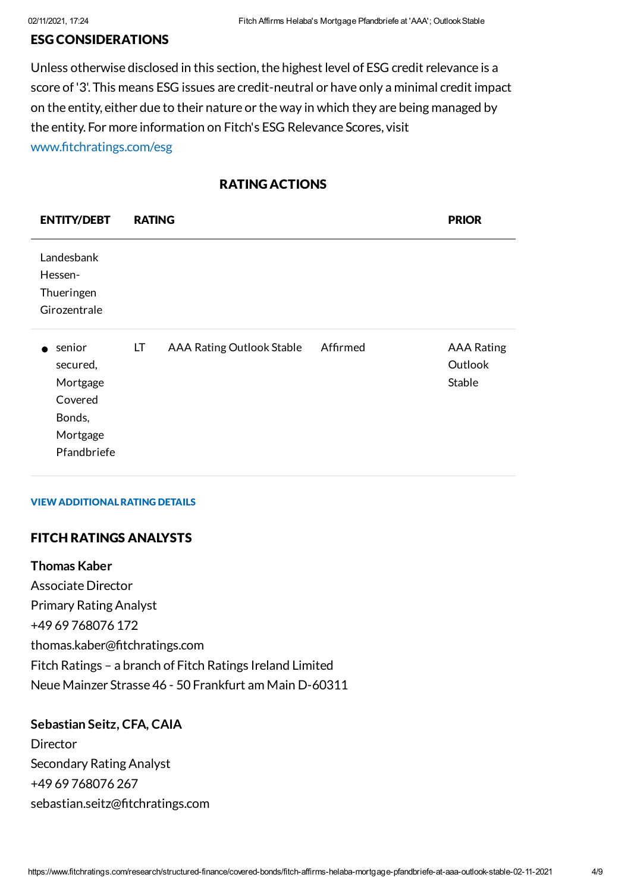## ESG CONSIDERATIONS

Unless otherwise disclosed in this section, the highest level of ESG credit relevance is a score of '3'. This means ESG issues are credit-neutral or have only a minimal credit impact on the entity, either due to their nature or the way in which they are being managed by the entity. For more information on Fitch's ESG Relevance Scores, visit www.fitchratings.com/esg

## RATING ACTIONS

| ENTITY/DEBT | RATING | | | PRIOR |
|---|---|---|---|---|
| Landesbank Hessen-Thueringen Girozentrale | | | | |
| • senior secured, Mortgage Covered Bonds, Mortgage Pfandbriefe | LT | AAA Rating Outlook Stable | Affirmed | AAA Rating Outlook Stable |

**VIEW ADDITIONAL RATING DETAILS**

## FITCH RATINGS ANALYSTS

**Thomas Kaber**
Associate Director
Primary Rating Analyst
+49 69 768076 172
thomas.kaber@fitchratings.com
Fitch Ratings – a branch of Fitch Ratings Ireland Limited
Neue Mainzer Strasse 46 - 50 Frankfurt am Main D-60311

**Sebastian Seitz, CFA, CAIA**
Director
Secondary Rating Analyst
+49 69 768076 267
sebastian.seitz@fitchratings.com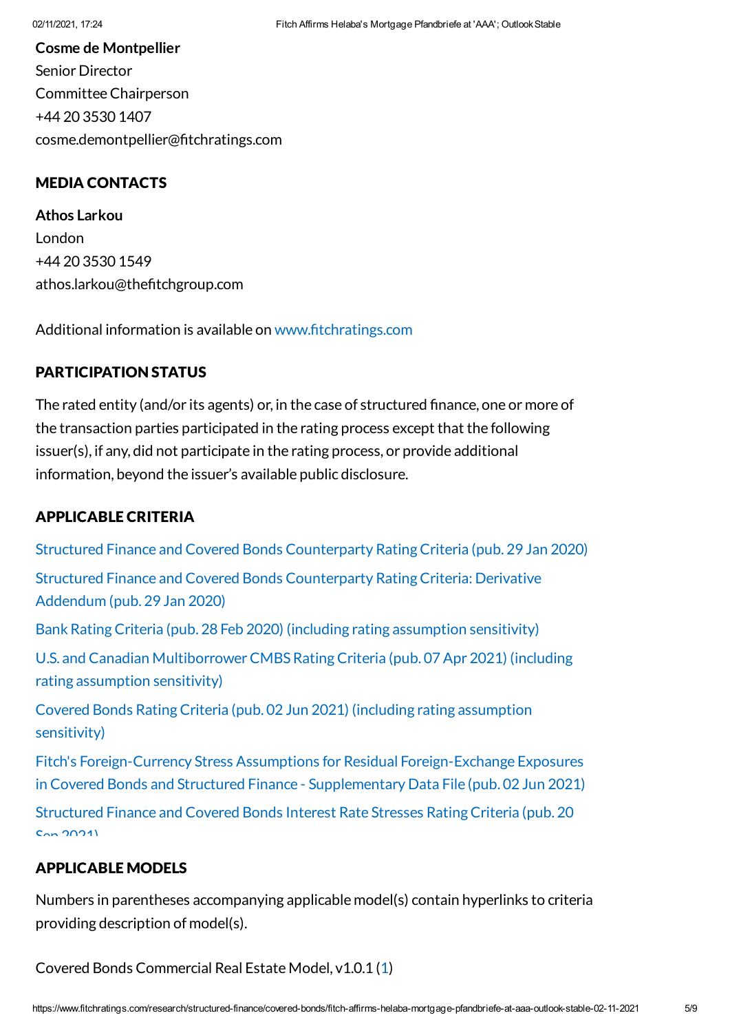**Cosme de Montpellier**
Senior Director
Committee Chairperson
+44 20 3530 1407
cosme.demontpellier@fitchratings.com

## MEDIA CONTACTS

**Athos Larkou**
London
+44 20 3530 1549
athos.larkou@thefitchgroup.com

Additional information is available on www.fitchratings.com

## PARTICIPATION STATUS

The rated entity (and/or its agents) or, in the case of structured finance, one or more of the transaction parties participated in the rating process except that the following issuer(s), if any, did not participate in the rating process, or provide additional information, beyond the issuer's available public disclosure.

## APPLICABLE CRITERIA

Structured Finance and Covered Bonds Counterparty Rating Criteria (pub. 29 Jan 2020)

Structured Finance and Covered Bonds Counterparty Rating Criteria: Derivative Addendum (pub. 29 Jan 2020)

Bank Rating Criteria (pub. 28 Feb 2020) (including rating assumption sensitivity)

U.S. and Canadian Multiborrower CMBS Rating Criteria (pub. 07 Apr 2021) (including rating assumption sensitivity)

Covered Bonds Rating Criteria (pub. 02 Jun 2021) (including rating assumption sensitivity)

Fitch's Foreign-Currency Stress Assumptions for Residual Foreign-Exchange Exposures in Covered Bonds and Structured Finance - Supplementary Data File (pub. 02 Jun 2021)

Structured Finance and Covered Bonds Interest Rate Stresses Rating Criteria (pub. 20 Sep 2021)

## APPLICABLE MODELS

Numbers in parentheses accompanying applicable model(s) contain hyperlinks to criteria providing description of model(s).

Covered Bonds Commercial Real Estate Model, v1.0.1 (1)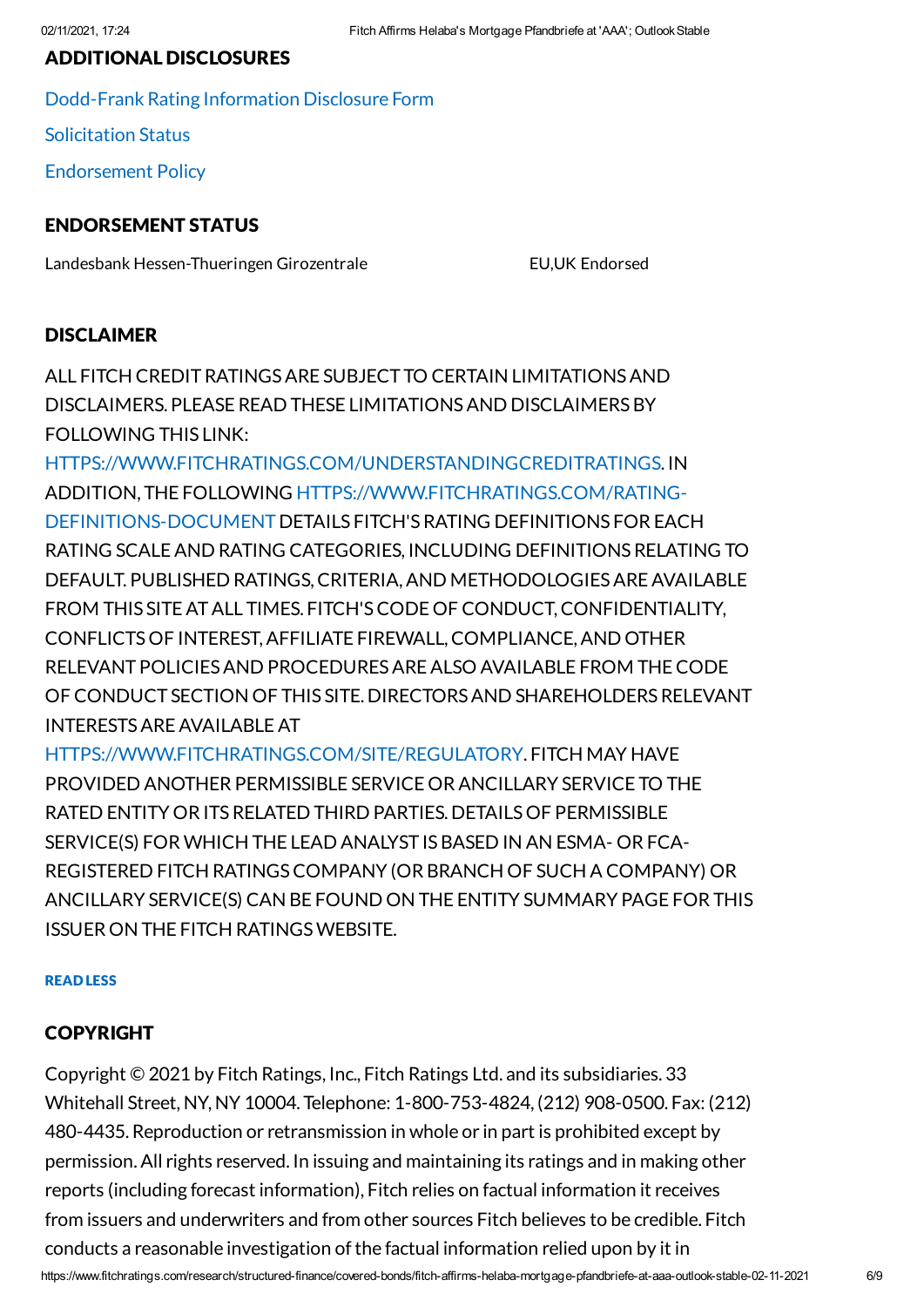## ADDITIONAL DISCLOSURES

Dodd-Frank Rating Information Disclosure Form

Solicitation Status

Endorsement Policy

## ENDORSEMENT STATUS

| | |
|---|---|
| Landesbank Hessen-Thueringen Girozentrale | EU,UK Endorsed |

## DISCLAIMER

ALL FITCH CREDIT RATINGS ARE SUBJECT TO CERTAIN LIMITATIONS AND DISCLAIMERS. PLEASE READ THESE LIMITATIONS AND DISCLAIMERS BY FOLLOWING THIS LINK: HTTPS://WWW.FITCHRATINGS.COM/UNDERSTANDINGCREDITRATINGS. IN ADDITION, THE FOLLOWING HTTPS://WWW.FITCHRATINGS.COM/RATING-DEFINITIONS-DOCUMENT DETAILS FITCH'S RATING DEFINITIONS FOR EACH RATING SCALE AND RATING CATEGORIES, INCLUDING DEFINITIONS RELATING TO DEFAULT. PUBLISHED RATINGS, CRITERIA, AND METHODOLOGIES ARE AVAILABLE FROM THIS SITE AT ALL TIMES. FITCH'S CODE OF CONDUCT, CONFIDENTIALITY, CONFLICTS OF INTEREST, AFFILIATE FIREWALL, COMPLIANCE, AND OTHER RELEVANT POLICIES AND PROCEDURES ARE ALSO AVAILABLE FROM THE CODE OF CONDUCT SECTION OF THIS SITE. DIRECTORS AND SHAREHOLDERS RELEVANT INTERESTS ARE AVAILABLE AT HTTPS://WWW.FITCHRATINGS.COM/SITE/REGULATORY. FITCH MAY HAVE PROVIDED ANOTHER PERMISSIBLE SERVICE OR ANCILLARY SERVICE TO THE RATED ENTITY OR ITS RELATED THIRD PARTIES. DETAILS OF PERMISSIBLE SERVICE(S) FOR WHICH THE LEAD ANALYST IS BASED IN AN ESMA- OR FCA-REGISTERED FITCH RATINGS COMPANY (OR BRANCH OF SUCH A COMPANY) OR ANCILLARY SERVICE(S) CAN BE FOUND ON THE ENTITY SUMMARY PAGE FOR THIS ISSUER ON THE FITCH RATINGS WEBSITE.

READ LESS

## COPYRIGHT

Copyright © 2021 by Fitch Ratings, Inc., Fitch Ratings Ltd. and its subsidiaries. 33 Whitehall Street, NY, NY 10004. Telephone: 1-800-753-4824, (212) 908-0500. Fax: (212) 480-4435. Reproduction or retransmission in whole or in part is prohibited except by permission. All rights reserved. In issuing and maintaining its ratings and in making other reports (including forecast information), Fitch relies on factual information it receives from issuers and underwriters and from other sources Fitch believes to be credible. Fitch conducts a reasonable investigation of the factual information relied upon by it in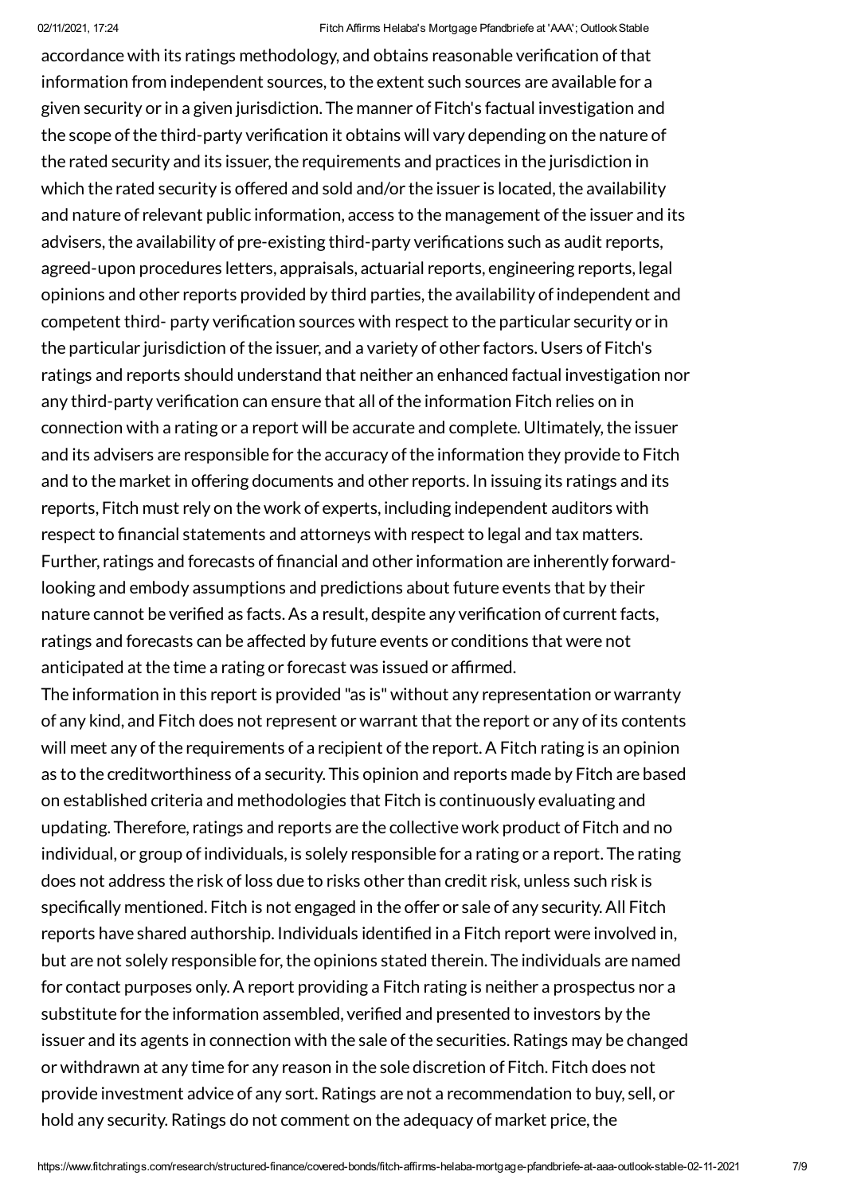accordance with its ratings methodology, and obtains reasonable verification of that information from independent sources, to the extent such sources are available for a given security or in a given jurisdiction. The manner of Fitch's factual investigation and the scope of the third-party verification it obtains will vary depending on the nature of the rated security and its issuer, the requirements and practices in the jurisdiction in which the rated security is offered and sold and/or the issuer is located, the availability and nature of relevant public information, access to the management of the issuer and its advisers, the availability of pre-existing third-party verifications such as audit reports, agreed-upon procedures letters, appraisals, actuarial reports, engineering reports, legal opinions and other reports provided by third parties, the availability of independent and competent third- party verification sources with respect to the particular security or in the particular jurisdiction of the issuer, and a variety of other factors. Users of Fitch's ratings and reports should understand that neither an enhanced factual investigation nor any third-party verification can ensure that all of the information Fitch relies on in connection with a rating or a report will be accurate and complete. Ultimately, the issuer and its advisers are responsible for the accuracy of the information they provide to Fitch and to the market in offering documents and other reports. In issuing its ratings and its reports, Fitch must rely on the work of experts, including independent auditors with respect to financial statements and attorneys with respect to legal and tax matters. Further, ratings and forecasts of financial and other information are inherently forward-looking and embody assumptions and predictions about future events that by their nature cannot be verified as facts. As a result, despite any verification of current facts, ratings and forecasts can be affected by future events or conditions that were not anticipated at the time a rating or forecast was issued or affirmed.

The information in this report is provided "as is" without any representation or warranty of any kind, and Fitch does not represent or warrant that the report or any of its contents will meet any of the requirements of a recipient of the report. A Fitch rating is an opinion as to the creditworthiness of a security. This opinion and reports made by Fitch are based on established criteria and methodologies that Fitch is continuously evaluating and updating. Therefore, ratings and reports are the collective work product of Fitch and no individual, or group of individuals, is solely responsible for a rating or a report. The rating does not address the risk of loss due to risks other than credit risk, unless such risk is specifically mentioned. Fitch is not engaged in the offer or sale of any security. All Fitch reports have shared authorship. Individuals identified in a Fitch report were involved in, but are not solely responsible for, the opinions stated therein. The individuals are named for contact purposes only. A report providing a Fitch rating is neither a prospectus nor a substitute for the information assembled, verified and presented to investors by the issuer and its agents in connection with the sale of the securities. Ratings may be changed or withdrawn at any time for any reason in the sole discretion of Fitch. Fitch does not provide investment advice of any sort. Ratings are not a recommendation to buy, sell, or hold any security. Ratings do not comment on the adequacy of market price, the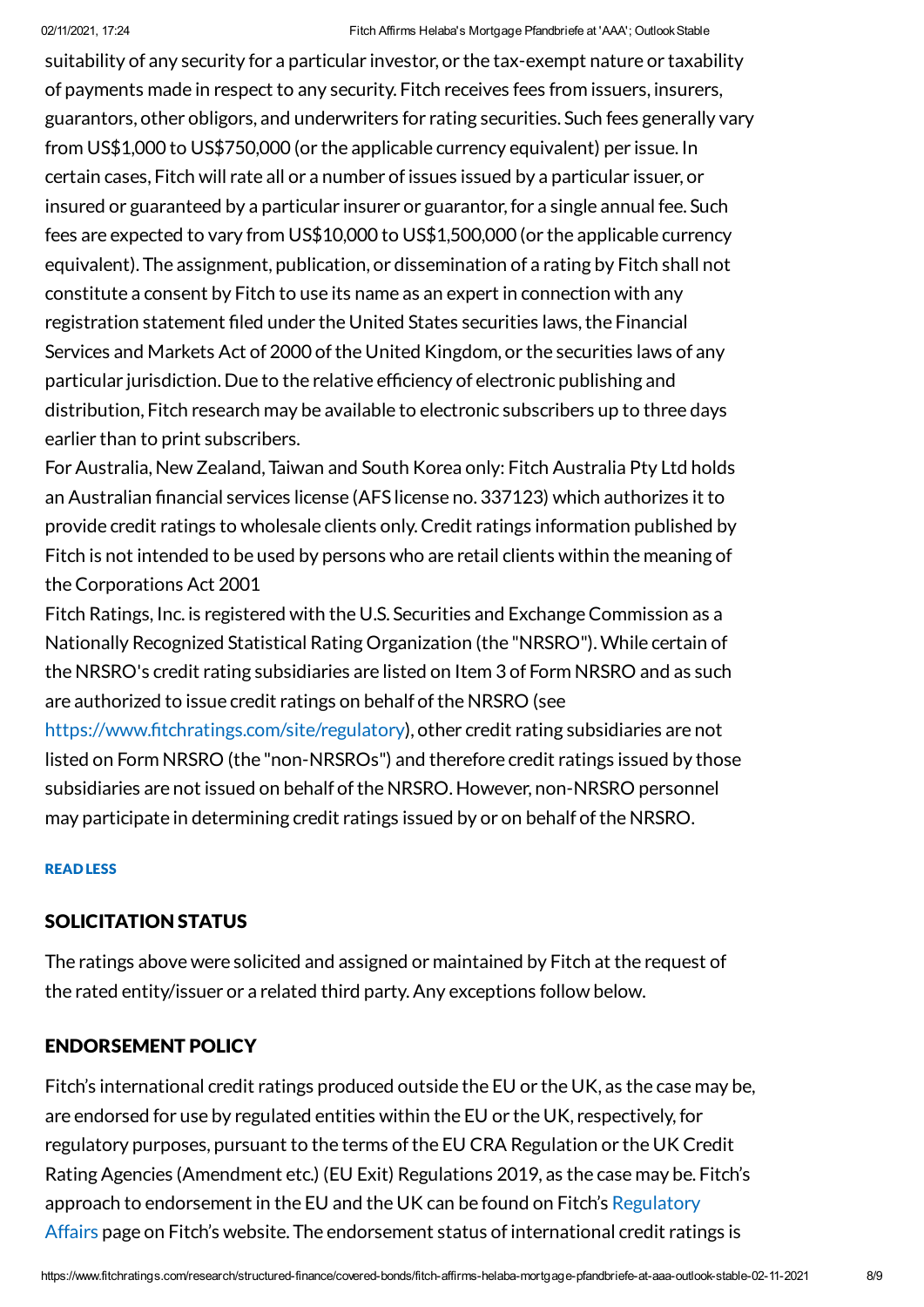suitability of any security for a particular investor, or the tax-exempt nature or taxability of payments made in respect to any security. Fitch receives fees from issuers, insurers, guarantors, other obligors, and underwriters for rating securities. Such fees generally vary from US$1,000 to US$750,000 (or the applicable currency equivalent) per issue. In certain cases, Fitch will rate all or a number of issues issued by a particular issuer, or insured or guaranteed by a particular insurer or guarantor, for a single annual fee. Such fees are expected to vary from US$10,000 to US$1,500,000 (or the applicable currency equivalent). The assignment, publication, or dissemination of a rating by Fitch shall not constitute a consent by Fitch to use its name as an expert in connection with any registration statement filed under the United States securities laws, the Financial Services and Markets Act of 2000 of the United Kingdom, or the securities laws of any particular jurisdiction. Due to the relative efficiency of electronic publishing and distribution, Fitch research may be available to electronic subscribers up to three days earlier than to print subscribers.

For Australia, New Zealand, Taiwan and South Korea only: Fitch Australia Pty Ltd holds an Australian financial services license (AFS license no. 337123) which authorizes it to provide credit ratings to wholesale clients only. Credit ratings information published by Fitch is not intended to be used by persons who are retail clients within the meaning of the Corporations Act 2001

Fitch Ratings, Inc. is registered with the U.S. Securities and Exchange Commission as a Nationally Recognized Statistical Rating Organization (the "NRSRO"). While certain of the NRSRO's credit rating subsidiaries are listed on Item 3 of Form NRSRO and as such are authorized to issue credit ratings on behalf of the NRSRO (see https://www.fitchratings.com/site/regulatory), other credit rating subsidiaries are not listed on Form NRSRO (the "non-NRSROs") and therefore credit ratings issued by those subsidiaries are not issued on behalf of the NRSRO. However, non-NRSRO personnel may participate in determining credit ratings issued by or on behalf of the NRSRO.

READ LESS

## SOLICITATION STATUS

The ratings above were solicited and assigned or maintained by Fitch at the request of the rated entity/issuer or a related third party. Any exceptions follow below.

## ENDORSEMENT POLICY

Fitch's international credit ratings produced outside the EU or the UK, as the case may be, are endorsed for use by regulated entities within the EU or the UK, respectively, for regulatory purposes, pursuant to the terms of the EU CRA Regulation or the UK Credit Rating Agencies (Amendment etc.) (EU Exit) Regulations 2019, as the case may be. Fitch's approach to endorsement in the EU and the UK can be found on Fitch's Regulatory Affairs page on Fitch's website. The endorsement status of international credit ratings is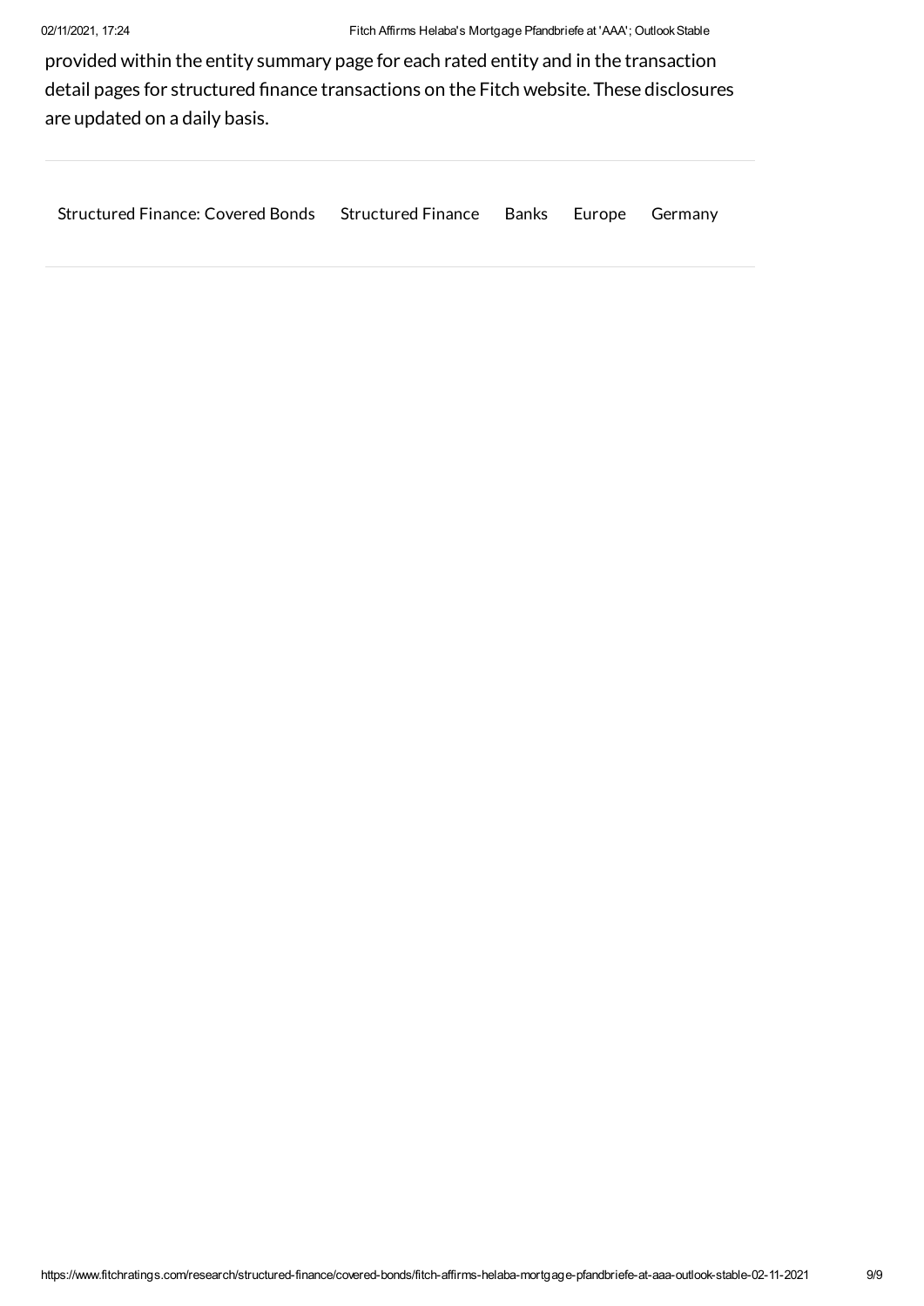provided within the entity summary page for each rated entity and in the transaction detail pages for structured finance transactions on the Fitch website. These disclosures are updated on a daily basis.

Structured Finance: Covered Bonds Structured Finance Banks Europe Germany